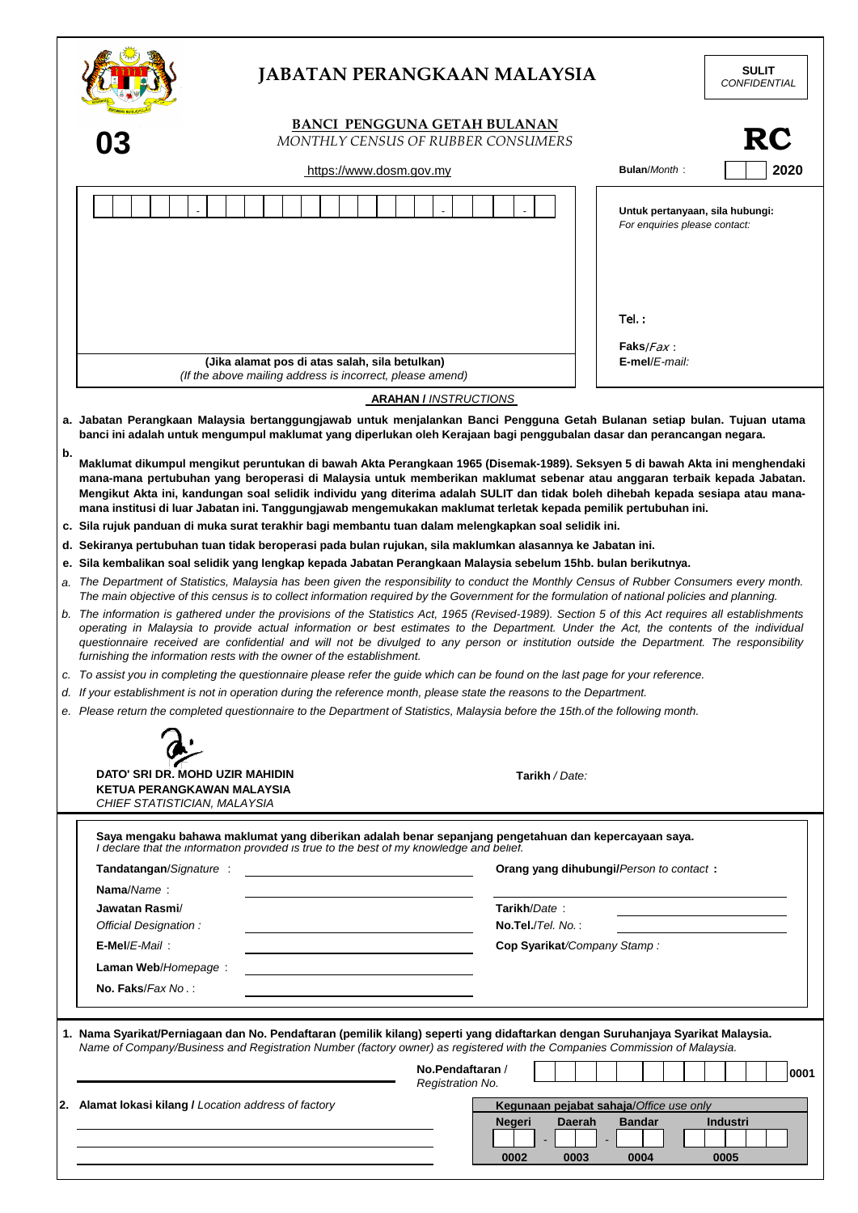**03**

# JABATAN PERANGKAAN MALAYSIA

**SULIT**
*CONFIDENTIAL*

## BANCI PENGGUNA GETAH BULANAN
*MONTHLY CENSUS OF RUBBER CONSUMERS*

**RC**

https://www.dosm.gov.my

**Bulan**/*Month* : &nbsp;&nbsp;&nbsp; **2020**

**Untuk pertanyaan, sila hubungi:**
*For enquiries please contact:*

**Tel. :**

**Faks**/*Fax* :
**E-mel**/*E-mail:*

**(Jika alamat pos di atas salah, sila betulkan)**
*(If the above mailing address is incorrect, please amend)*

### ARAHAN / *INSTRUCTIONS*

**a. Jabatan Perangkaan Malaysia bertanggungjawab untuk menjalankan Banci Pengguna Getah Bulanan setiap bulan. Tujuan utama banci ini adalah untuk mengumpul maklumat yang diperlukan oleh Kerajaan bagi penggubalan dasar dan perancangan negara.**

**b. Maklumat dikumpul mengikut peruntukan di bawah Akta Perangkaan 1965 (Disemak-1989). Seksyen 5 di bawah Akta ini menghendaki mana-mana pertubuhan yang beroperasi di Malaysia untuk memberikan maklumat sebenar atau anggaran terbaik kepada Jabatan. Mengikut Akta ini, kandungan soal selidik individu yang diterima adalah SULIT dan tidak boleh dihebah kepada sesiapa atau mana-mana institusi di luar Jabatan ini. Tanggungjawab mengemukakan maklumat terletak kepada pemilik pertubuhan ini.**

**c. Sila rujuk panduan di muka surat terakhir bagi membantu tuan dalam melengkapkan soal selidik ini.**

**d. Sekiranya pertubuhan tuan tidak beroperasi pada bulan rujukan, sila maklumkan alasannya ke Jabatan ini.**

**e. Sila kembalikan soal selidik yang lengkap kepada Jabatan Perangkaan Malaysia sebelum 15hb. bulan berikutnya.**

*a. The Department of Statistics, Malaysia has been given the responsibility to conduct the Monthly Census of Rubber Consumers every month. The main objective of this census is to collect information required by the Government for the formulation of national policies and planning.*

*b. The information is gathered under the provisions of the Statistics Act, 1965 (Revised-1989). Section 5 of this Act requires all establishments operating in Malaysia to provide actual information or best estimates to the Department. Under the Act, the contents of the individual questionnaire received are confidential and will not be divulged to any person or institution outside the Department. The responsibility furnishing the information rests with the owner of the establishment.*

*c. To assist you in completing the questionnaire please refer the guide which can be found on the last page for your reference.*

*d. If your establishment is not in operation during the reference month, please state the reasons to the Department.*

*e. Please return the completed questionnaire to the Department of Statistics, Malaysia before the 15th.of the following month.*

**DATO' SRI DR. MOHD UZIR MAHIDIN**
**KETUA PERANGKAWAN MALAYSIA**
*CHIEF STATISTICIAN, MALAYSIA*

**Tarikh** */ Date:*

---

**Saya mengaku bahawa maklumat yang diberikan adalah benar sepanjang pengetahuan dan kepercayaan saya.**
*I declare that the information provided is true to the best of my knowledge and belief.*

**Tandatangan**/*Signature* : ____________

**Nama**/*Name* : ____________

**Jawatan Rasmi**/ *Official Designation :* ____________

**E-Mel**/*E-Mail* : ____________

**Laman Web**/*Homepage* : ____________

**No. Faks**/*Fax No* . : ____________

**Orang yang dihubungi/***Person to contact* **:** ____________

**Tarikh**/*Date* :

**No.Tel.**/*Tel. No.* : ____________

**Cop Syarikat**/*Company Stamp :*

---

**1. Nama Syarikat/Perniagaan dan No. Pendaftaran (pemilik kilang) seperti yang didaftarkan dengan Suruhanjaya Syarikat Malaysia.**
*Name of Company/Business and Registration Number (factory owner) as registered with the Companies Commission of Malaysia.*

**No.Pendaftaran** / *Registration No.* &nbsp;&nbsp; **0001**

**2. Alamat lokasi kilang /** *Location address of factory*

| **Kegunaan pejabat sahaja**/*Office use only* | | | |
|---|---|---|---|
| **Negeri** | **Daerah** | **Bandar** | **Industri** |
| 0002 | 0003 | 0004 | 0005 |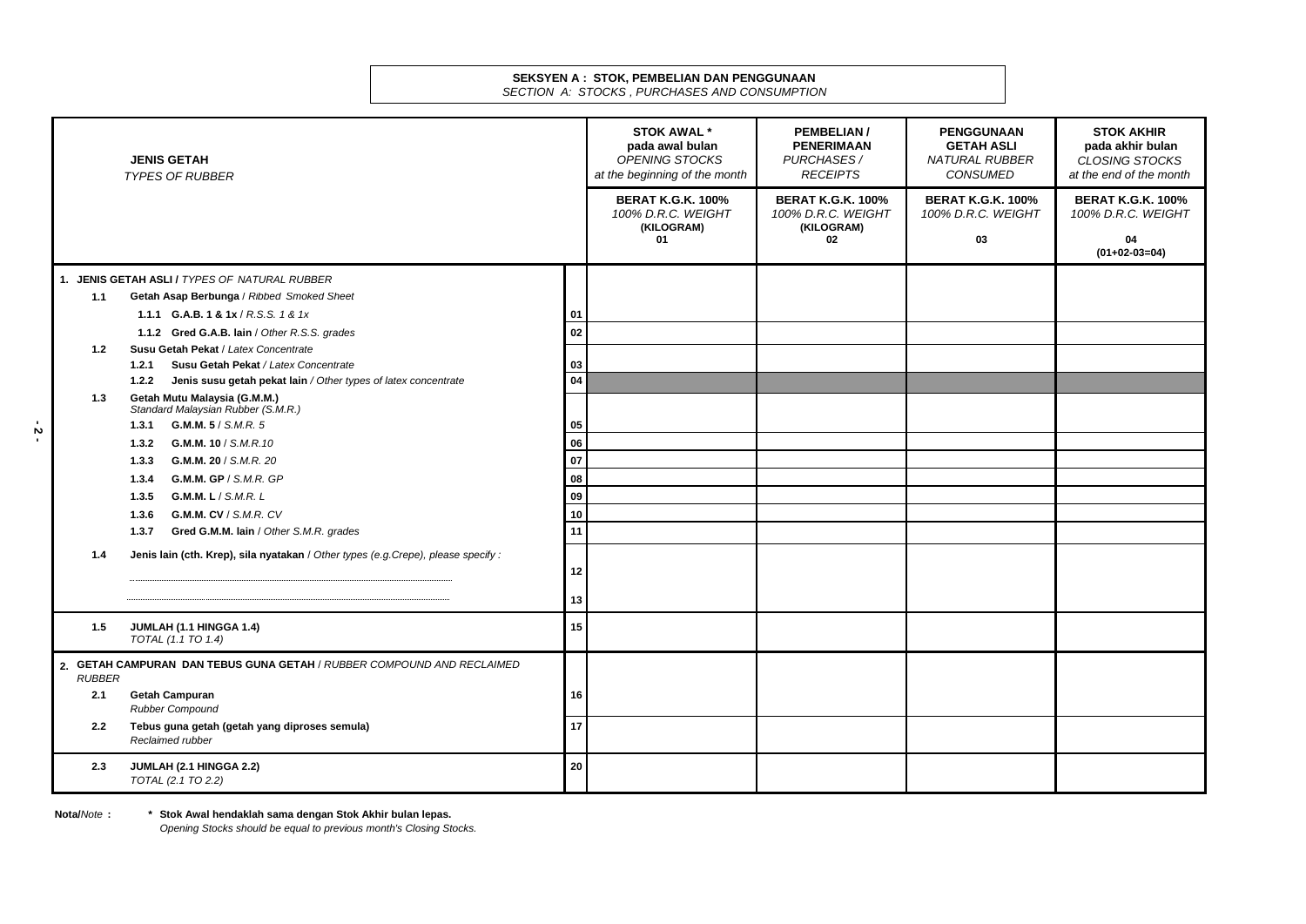**SEKSYEN A : STOK, PEMBELIAN DAN PENGGUNAAN**
*SECTION A: STOCKS , PURCHASES AND CONSUMPTION*

| **JENIS GETAH** *TYPES OF RUBBER* | | **STOK AWAL *** **pada awal bulan** *OPENING STOCKS at the beginning of the month* | **PEMBELIAN / PENERIMAAN** *PURCHASES / RECEIPTS* | **PENGGUNAAN GETAH ASLI** *NATURAL RUBBER CONSUMED* | **STOK AKHIR pada akhir bulan** *CLOSING STOCKS at the end of the month* |
|---|---|---|---|---|---|
| | | **BERAT K.G.K. 100%** *100% D.R.C. WEIGHT* **(KILOGRAM)** **01** | **BERAT K.G.K. 100%** *100% D.R.C. WEIGHT* **(KILOGRAM)** **02** | **BERAT K.G.K. 100%** *100% D.R.C. WEIGHT* **03** | **BERAT K.G.K. 100%** *100% D.R.C. WEIGHT* **04** **(01+02-03=04)** |
| **1. JENIS GETAH ASLI /** *TYPES OF NATURAL RUBBER* | | | | | |
| **1.1 Getah Asap Berbunga** / *Ribbed Smoked Sheet* | | | | | |
| **1.1.1 G.A.B. 1 & 1x** / *R.S.S. 1 & 1x* | 01 | | | | |
| **1.1.2 Gred G.A.B. lain** / *Other R.S.S. grades* | 02 | | | | |
| **1.2 Susu Getah Pekat** / *Latex Concentrate* | | | | | |
| **1.2.1 Susu Getah Pekat** / *Latex Concentrate* | 03 | | | | |
| **1.2.2 Jenis susu getah pekat lain** / *Other types of latex concentrate* | 04 | | | | |
| **1.3 Getah Mutu Malaysia (G.M.M.)** *Standard Malaysian Rubber (S.M.R.)* | | | | | |
| **1.3.1 G.M.M. 5** / *S.M.R. 5* | 05 | | | | |
| **1.3.2 G.M.M. 10** / *S.M.R.10* | 06 | | | | |
| **1.3.3 G.M.M. 20** / *S.M.R. 20* | 07 | | | | |
| **1.3.4 G.M.M. GP** / *S.M.R. GP* | 08 | | | | |
| **1.3.5 G.M.M. L** / *S.M.R. L* | 09 | | | | |
| **1.3.6 G.M.M. CV** / *S.M.R. CV* | 10 | | | | |
| **1.3.7 Gred G.M.M. lain** / *Other S.M.R. grades* | 11 | | | | |
| **1.4 Jenis lain (cth. Krep), sila nyatakan** / *Other types (e.g.Crepe), please specify :* | | | | | |
| ........................................ | 12 | | | | |
| ........................................ | 13 | | | | |
| **1.5 JUMLAH (1.1 HINGGA 1.4)** *TOTAL (1.1 TO 1.4)* | 15 | | | | |
| **2. GETAH CAMPURAN DAN TEBUS GUNA GETAH** / *RUBBER COMPOUND AND RECLAIMED RUBBER* | | | | | |
| **2.1 Getah Campuran** *Rubber Compound* | 16 | | | | |
| **2.2 Tebus guna getah (getah yang diproses semula)** *Reclaimed rubber* | 17 | | | | |
| **2.3 JUMLAH (2.1 HINGGA 2.2)** *TOTAL (2.1 TO 2.2)* | 20 | | | | |

**Nota/***Note* **:** **\* Stok Awal hendaklah sama dengan Stok Akhir bulan lepas.**
*Opening Stocks should be equal to previous month's Closing Stocks.*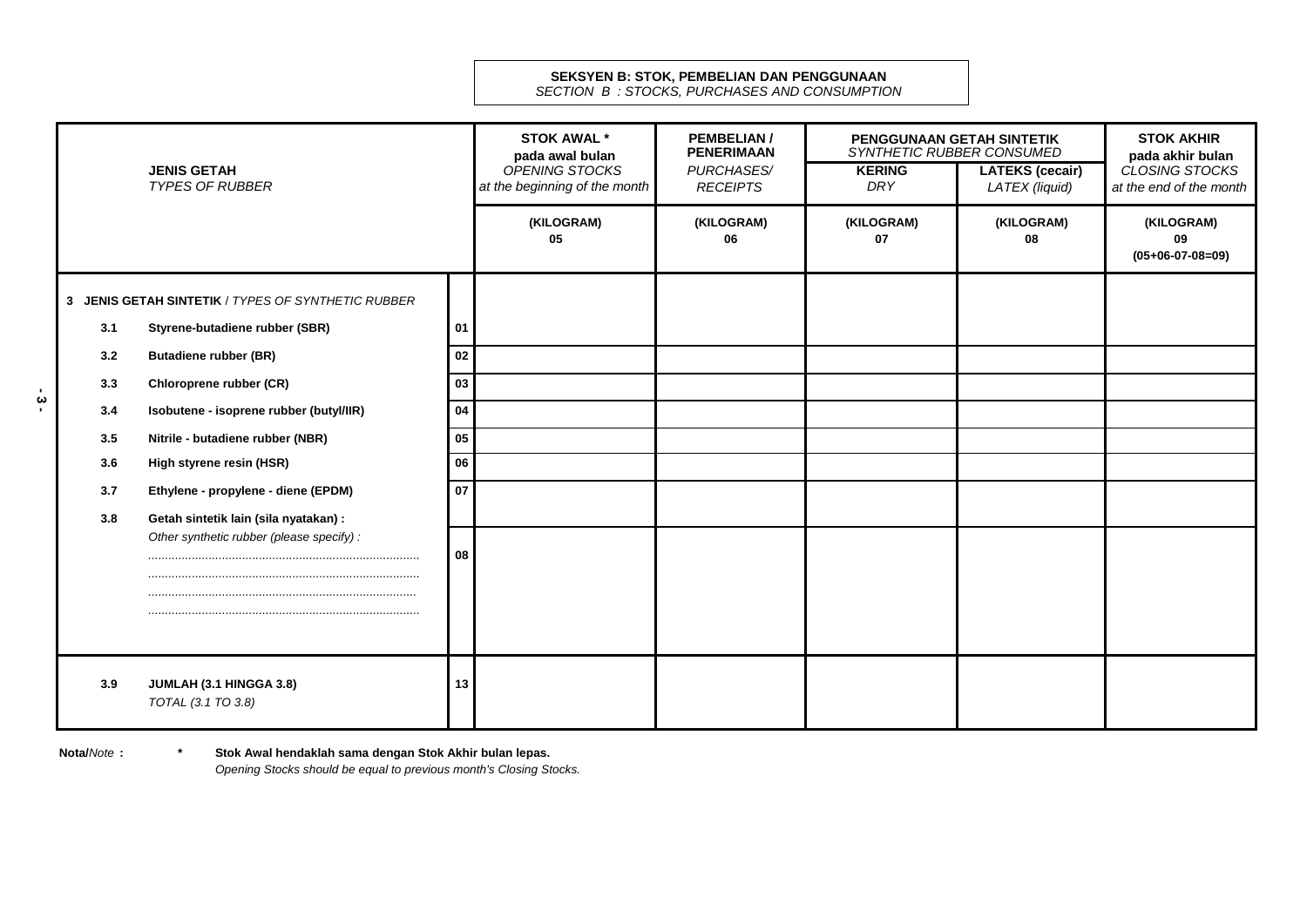**SEKSYEN B: STOK, PEMBELIAN DAN PENGGUNAAN**
*SECTION B : STOCKS, PURCHASES AND CONSUMPTION*

| JENIS GETAH *TYPES OF RUBBER* | | STOK AWAL * pada awal bulan *OPENING STOCKS at the beginning of the month* | PEMBELIAN / PENERIMAAN *PURCHASES/ RECEIPTS* | PENGGUNAAN GETAH SINTETIK *SYNTHETIC RUBBER CONSUMED* | | STOK AKHIR pada akhir bulan *CLOSING STOCKS at the end of the month* |
|---|---|---|---|---|---|---|
| | | | | KERING *DRY* | LATEKS (cecair) *LATEX (liquid)* | |
| | | (KILOGRAM) 05 | (KILOGRAM) 06 | (KILOGRAM) 07 | (KILOGRAM) 08 | (KILOGRAM) 09 (05+06-07-08=09) |
| **3 JENIS GETAH SINTETIK** / *TYPES OF SYNTHETIC RUBBER* | | | | | | |
| **3.1 Styrene-butadiene rubber (SBR)** | 01 | | | | | |
| **3.2 Butadiene rubber (BR)** | 02 | | | | | |
| **3.3 Chloroprene rubber (CR)** | 03 | | | | | |
| **3.4 Isobutene - isoprene rubber (butyl/IIR)** | 04 | | | | | |
| **3.5 Nitrile - butadiene rubber (NBR)** | 05 | | | | | |
| **3.6 High styrene resin (HSR)** | 06 | | | | | |
| **3.7 Ethylene - propylene - diene (EPDM)** | 07 | | | | | |
| **3.8 Getah sintetik lain (sila nyatakan) :** *Other synthetic rubber (please specify) :* ................ ................ ................ ................ | 08 | | | | | |
| **3.9 JUMLAH (3.1 HINGGA 3.8)** *TOTAL (3.1 TO 3.8)* | 13 | | | | | |

**Nota/***Note* **:** * **Stok Awal hendaklah sama dengan Stok Akhir bulan lepas.**
*Opening Stocks should be equal to previous month's Closing Stocks.*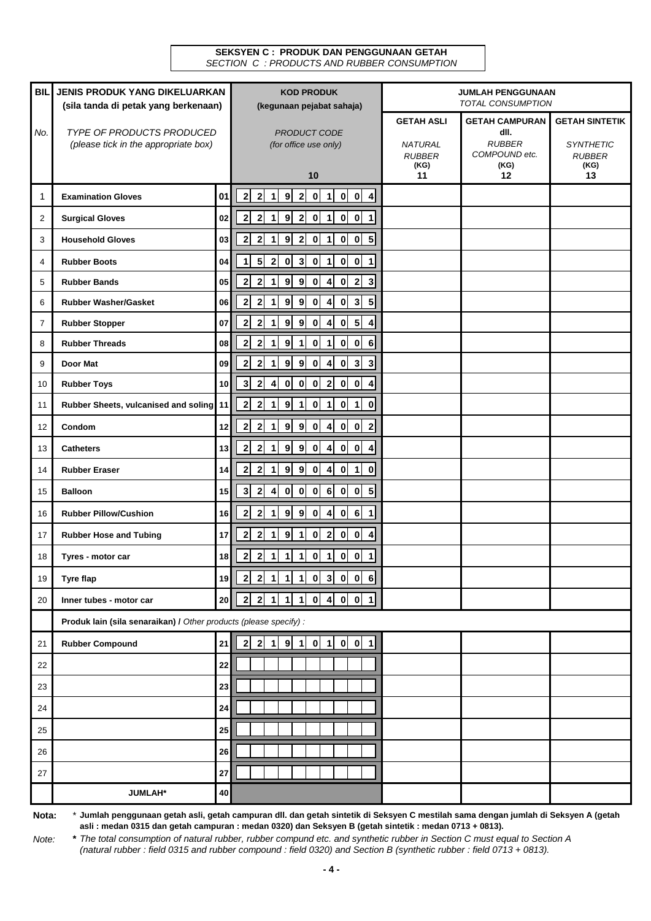**SEKSYEN C : PRODUK DAN PENGGUNAAN GETAH**
*SECTION C : PRODUCTS AND RUBBER CONSUMPTION*

| BIL / *No.* | JENIS PRODUK YANG DIKELUARKAN (sila tanda di petak yang berkenaan) / *TYPE OF PRODUCTS PRODUCED (please tick in the appropriate box)* | | KOD PRODUK (kegunaan pejabat sahaja) / *PRODUCT CODE (for office use only)* 10 | JUMLAH PENGGUNAAN / *TOTAL CONSUMPTION* | | |
|---|---|---|---|---|---|---|
| | | | | GETAH ASLI / *NATURAL RUBBER* (KG) 11 | GETAH CAMPURAN dll. / *RUBBER COMPOUND etc.* (KG) 12 | GETAH SINTETIK / *SYNTHETIC RUBBER* (KG) 13 |
| 1 | **Examination Gloves** | 01 | 2 2 1 9 2 0 1 0 0 4 | | | |
| 2 | **Surgical Gloves** | 02 | 2 2 1 9 2 0 1 0 0 1 | | | |
| 3 | **Household Gloves** | 03 | 2 2 1 9 2 0 1 0 0 5 | | | |
| 4 | **Rubber Boots** | 04 | 1 5 2 0 3 0 1 0 0 1 | | | |
| 5 | **Rubber Bands** | 05 | 2 2 1 9 9 0 4 0 2 3 | | | |
| 6 | **Rubber Washer/Gasket** | 06 | 2 2 1 9 9 0 4 0 3 5 | | | |
| 7 | **Rubber Stopper** | 07 | 2 2 1 9 9 0 4 0 5 4 | | | |
| 8 | **Rubber Threads** | 08 | 2 2 1 9 1 0 1 0 0 6 | | | |
| 9 | **Door Mat** | 09 | 2 2 1 9 9 0 4 0 3 3 | | | |
| 10 | **Rubber Toys** | 10 | 3 2 4 0 0 0 2 0 0 4 | | | |
| 11 | **Rubber Sheets, vulcanised and soling** | 11 | 2 2 1 9 1 0 1 0 1 0 | | | |
| 12 | **Condom** | 12 | 2 2 1 9 9 0 4 0 0 2 | | | |
| 13 | **Catheters** | 13 | 2 2 1 9 9 0 4 0 0 4 | | | |
| 14 | **Rubber Eraser** | 14 | 2 2 1 9 9 0 4 0 1 0 | | | |
| 15 | **Balloon** | 15 | 3 2 4 0 0 0 6 0 0 5 | | | |
| 16 | **Rubber Pillow/Cushion** | 16 | 2 2 1 9 9 0 4 0 6 1 | | | |
| 17 | **Rubber Hose and Tubing** | 17 | 2 2 1 9 1 0 2 0 0 4 | | | |
| 18 | **Tyres - motor car** | 18 | 2 2 1 1 1 0 1 0 0 1 | | | |
| 19 | **Tyre flap** | 19 | 2 2 1 1 1 0 3 0 0 6 | | | |
| 20 | **Inner tubes - motor car** | 20 | 2 2 1 1 1 0 4 0 0 1 | | | |
| | **Produk lain (sila senaraikan) /** *Other products (please specify) :* | | | | | |
| 21 | **Rubber Compound** | 21 | 2 2 1 9 1 0 1 0 0 1 | | | |
| 22 | | 22 | | | | |
| 23 | | 23 | | | | |
| 24 | | 24 | | | | |
| 25 | | 25 | | | | |
| 26 | | 26 | | | | |
| 27 | | 27 | | | | |
| | **JUMLAH*** | 40 | | | | |

**Nota:** * **Jumlah penggunaan getah asli, getah campuran dll. dan getah sintetik di Seksyen C mestilah sama dengan jumlah di Seksyen A (getah asli : medan 0315 dan getah campuran : medan 0320) dan Seksyen B (getah sintetik : medan 0713 + 0813).**

*Note:* * *The total consumption of natural rubber, rubber compund etc. and synthetic rubber in Section C must equal to Section A (natural rubber : field 0315 and rubber compound : field 0320) and Section B (synthetic rubber : field 0713 + 0813).*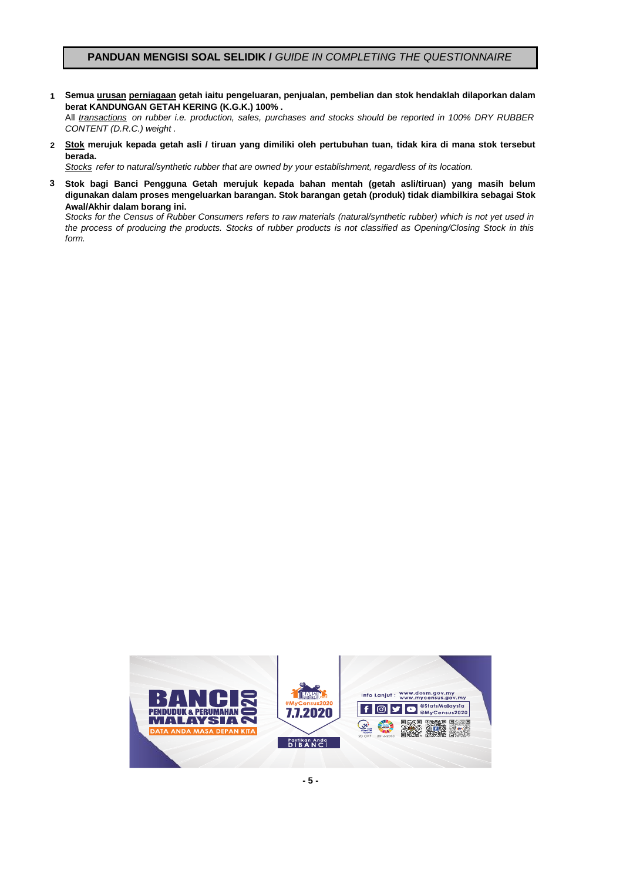## **PANDUAN MENGISI SOAL SELIDIK /** *GUIDE IN COMPLETING THE QUESTIONNAIRE*

1. **Semua urusan perniagaan getah iaitu pengeluaran, penjualan, pembelian dan stok hendaklah dilaporkan dalam berat KANDUNGAN GETAH KERING (K.G.K.) 100% .**
   *All transactions on rubber i.e. production, sales, purchases and stocks should be reported in 100% DRY RUBBER CONTENT (D.R.C.) weight .*

2. **Stok merujuk kepada getah asli / tiruan yang dimiliki oleh pertubuhan tuan, tidak kira di mana stok tersebut berada.**
   *Stocks refer to natural/synthetic rubber that are owned by your establishment, regardless of its location.*

3. **Stok bagi Banci Pengguna Getah merujuk kepada bahan mentah (getah asli/tiruan) yang masih belum digunakan dalam proses mengeluarkan barangan. Stok barangan getah (produk) tidak diambilkira sebagai Stok Awal/Akhir dalam borang ini.**
   *Stocks for the Census of Rubber Consumers refers to raw materials (natural/synthetic rubber) which is not yet used in the process of producing the products. Stocks of rubber products is not classified as Opening/Closing Stock in this form.*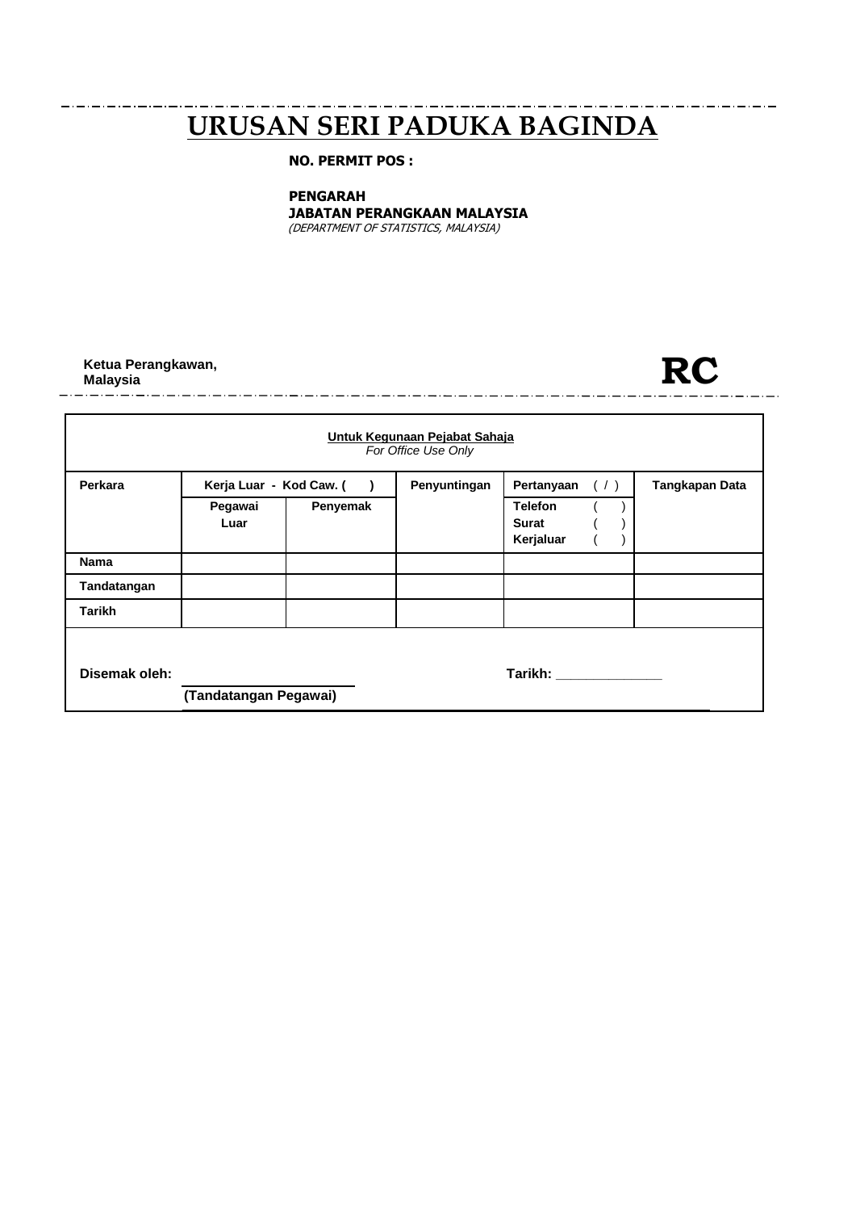# URUSAN SERI PADUKA BAGINDA

**NO. PERMIT POS :**

**PENGARAH**
**JABATAN PERANGKAAN MALAYSIA**
*(DEPARTMENT OF STATISTICS, MALAYSIA)*

**Ketua Perangkawan,**
**Malaysia**

**RC**

**Untuk Kegunaan Pejabat Sahaja**
*For Office Use Only*

| Perkara | Kerja Luar - Kod Caw. ( ) | | Penyuntingan | Pertanyaan ( / ) | Tangkapan Data |
|---|---|---|---|---|---|
| | Pegawai Luar | Penyemak | | Telefon ( )<br>Surat ( )<br>Kerjaluar ( ) | |
| Nama | | | | | |
| Tandatangan | | | | | |
| Tarikh | | | | | |

**Disemak oleh:** ____________________ **Tarikh:** ______________
**(Tandatangan Pegawai)**